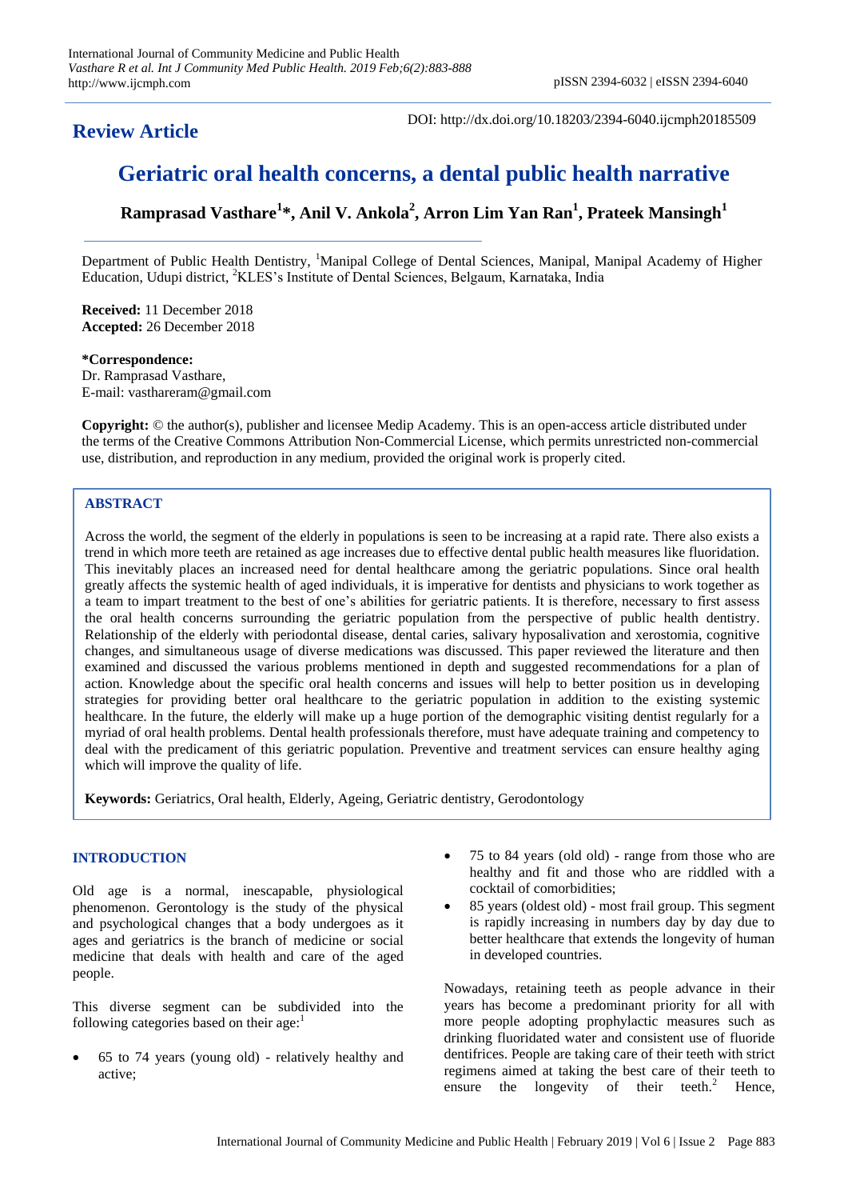**Review Article**

DOI: http://dx.doi.org/10.18203/2394-6040.ijcmph20185509

# Geriatric oral health concerns, a dental public health narrative

**Ramprasad Vasthare[1]*, Anil V. Ankola[2], Arron Lim Yan Ran[1], Prateek Mansingh[1]**

Department of Public Health Dentistry, [1]Manipal College of Dental Sciences, Manipal, Manipal Academy of Higher Education, Udupi district, [2]KLES's Institute of Dental Sciences, Belgaum, Karnataka, India

**Received:** 11 December 2018
**Accepted:** 26 December 2018

***Correspondence:**
Dr. Ramprasad Vasthare,
E-mail: vasthareram@gmail.com

**Copyright:** © the author(s), publisher and licensee Medip Academy. This is an open-access article distributed under the terms of the Creative Commons Attribution Non-Commercial License, which permits unrestricted non-commercial use, distribution, and reproduction in any medium, provided the original work is properly cited.

## ABSTRACT

Across the world, the segment of the elderly in populations is seen to be increasing at a rapid rate. There also exists a trend in which more teeth are retained as age increases due to effective dental public health measures like fluoridation. This inevitably places an increased need for dental healthcare among the geriatric populations. Since oral health greatly affects the systemic health of aged individuals, it is imperative for dentists and physicians to work together as a team to impart treatment to the best of one's abilities for geriatric patients. It is therefore, necessary to first assess the oral health concerns surrounding the geriatric population from the perspective of public health dentistry. Relationship of the elderly with periodontal disease, dental caries, salivary hyposalivation and xerostomia, cognitive changes, and simultaneous usage of diverse medications was discussed. This paper reviewed the literature and then examined and discussed the various problems mentioned in depth and suggested recommendations for a plan of action. Knowledge about the specific oral health concerns and issues will help to better position us in developing strategies for providing better oral healthcare to the geriatric population in addition to the existing systemic healthcare. In the future, the elderly will make up a huge portion of the demographic visiting dentist regularly for a myriad of oral health problems. Dental health professionals therefore, must have adequate training and competency to deal with the predicament of this geriatric population. Preventive and treatment services can ensure healthy aging which will improve the quality of life.

**Keywords:** Geriatrics, Oral health, Elderly, Ageing, Geriatric dentistry, Gerodontology

## INTRODUCTION

Old age is a normal, inescapable, physiological phenomenon. Gerontology is the study of the physical and psychological changes that a body undergoes as it ages and geriatrics is the branch of medicine or social medicine that deals with health and care of the aged people.

This diverse segment can be subdivided into the following categories based on their age:[1]

- 65 to 74 years (young old) - relatively healthy and active;
- 75 to 84 years (old old) - range from those who are healthy and fit and those who are riddled with a cocktail of comorbidities;
- 85 years (oldest old) - most frail group. This segment is rapidly increasing in numbers day by day due to better healthcare that extends the longevity of human in developed countries.

Nowadays, retaining teeth as people advance in their years has become a predominant priority for all with more people adopting prophylactic measures such as drinking fluoridated water and consistent use of fluoride dentifrices. People are taking care of their teeth with strict regimens aimed at taking the best care of their teeth to ensure the longevity of their teeth.[2] Hence,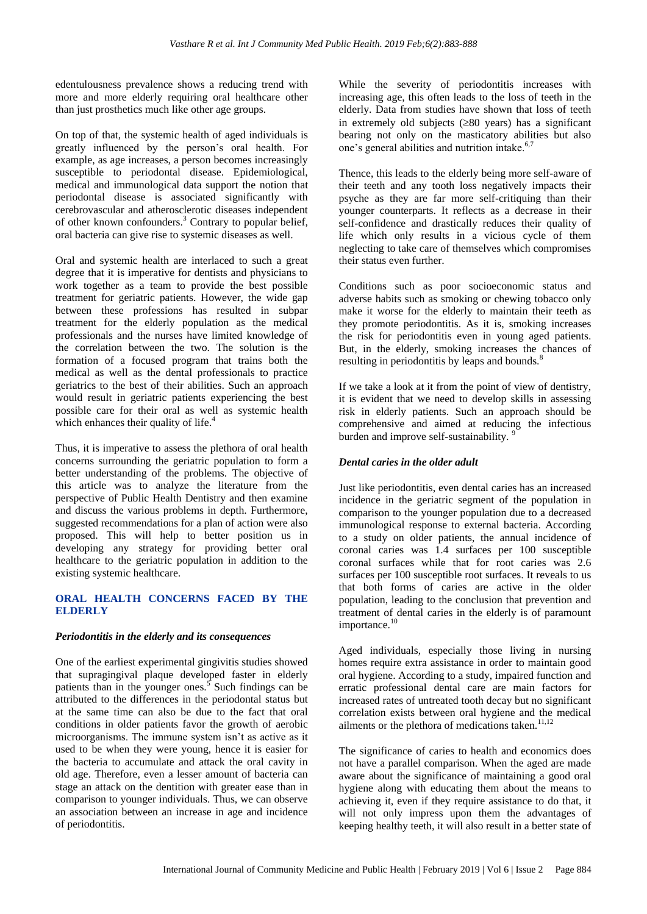edentulousness prevalence shows a reducing trend with more and more elderly requiring oral healthcare other than just prosthetics much like other age groups.

On top of that, the systemic health of aged individuals is greatly influenced by the person's oral health. For example, as age increases, a person becomes increasingly susceptible to periodontal disease. Epidemiological, medical and immunological data support the notion that periodontal disease is associated significantly with cerebrovascular and atherosclerotic diseases independent of other known confounders.[3] Contrary to popular belief, oral bacteria can give rise to systemic diseases as well.

Oral and systemic health are interlaced to such a great degree that it is imperative for dentists and physicians to work together as a team to provide the best possible treatment for geriatric patients. However, the wide gap between these professions has resulted in subpar treatment for the elderly population as the medical professionals and the nurses have limited knowledge of the correlation between the two. The solution is the formation of a focused program that trains both the medical as well as the dental professionals to practice geriatrics to the best of their abilities. Such an approach would result in geriatric patients experiencing the best possible care for their oral as well as systemic health which enhances their quality of life.[4]

Thus, it is imperative to assess the plethora of oral health concerns surrounding the geriatric population to form a better understanding of the problems. The objective of this article was to analyze the literature from the perspective of Public Health Dentistry and then examine and discuss the various problems in depth. Furthermore, suggested recommendations for a plan of action were also proposed. This will help to better position us in developing any strategy for providing better oral healthcare to the geriatric population in addition to the existing systemic healthcare.

## ORAL HEALTH CONCERNS FACED BY THE ELDERLY

### *Periodontitis in the elderly and its consequences*

One of the earliest experimental gingivitis studies showed that supragingival plaque developed faster in elderly patients than in the younger ones.[5] Such findings can be attributed to the differences in the periodontal status but at the same time can also be due to the fact that oral conditions in older patients favor the growth of aerobic microorganisms. The immune system isn't as active as it used to be when they were young, hence it is easier for the bacteria to accumulate and attack the oral cavity in old age. Therefore, even a lesser amount of bacteria can stage an attack on the dentition with greater ease than in comparison to younger individuals. Thus, we can observe an association between an increase in age and incidence of periodontitis.

While the severity of periodontitis increases with increasing age, this often leads to the loss of teeth in the elderly. Data from studies have shown that loss of teeth in extremely old subjects (≥80 years) has a significant bearing not only on the masticatory abilities but also one's general abilities and nutrition intake.[6,7]

Thence, this leads to the elderly being more self-aware of their teeth and any tooth loss negatively impacts their psyche as they are far more self-critiquing than their younger counterparts. It reflects as a decrease in their self-confidence and drastically reduces their quality of life which only results in a vicious cycle of them neglecting to take care of themselves which compromises their status even further.

Conditions such as poor socioeconomic status and adverse habits such as smoking or chewing tobacco only make it worse for the elderly to maintain their teeth as they promote periodontitis. As it is, smoking increases the risk for periodontitis even in young aged patients. But, in the elderly, smoking increases the chances of resulting in periodontitis by leaps and bounds.[8]

If we take a look at it from the point of view of dentistry, it is evident that we need to develop skills in assessing risk in elderly patients. Such an approach should be comprehensive and aimed at reducing the infectious burden and improve self-sustainability.[9]

### *Dental caries in the older adult*

Just like periodontitis, even dental caries has an increased incidence in the geriatric segment of the population in comparison to the younger population due to a decreased immunological response to external bacteria. According to a study on older patients, the annual incidence of coronal caries was 1.4 surfaces per 100 susceptible coronal surfaces while that for root caries was 2.6 surfaces per 100 susceptible root surfaces. It reveals to us that both forms of caries are active in the older population, leading to the conclusion that prevention and treatment of dental caries in the elderly is of paramount importance.[10]

Aged individuals, especially those living in nursing homes require extra assistance in order to maintain good oral hygiene. According to a study, impaired function and erratic professional dental care are main factors for increased rates of untreated tooth decay but no significant correlation exists between oral hygiene and the medical ailments or the plethora of medications taken.[11,12]

The significance of caries to health and economics does not have a parallel comparison. When the aged are made aware about the significance of maintaining a good oral hygiene along with educating them about the means to achieving it, even if they require assistance to do that, it will not only impress upon them the advantages of keeping healthy teeth, it will also result in a better state of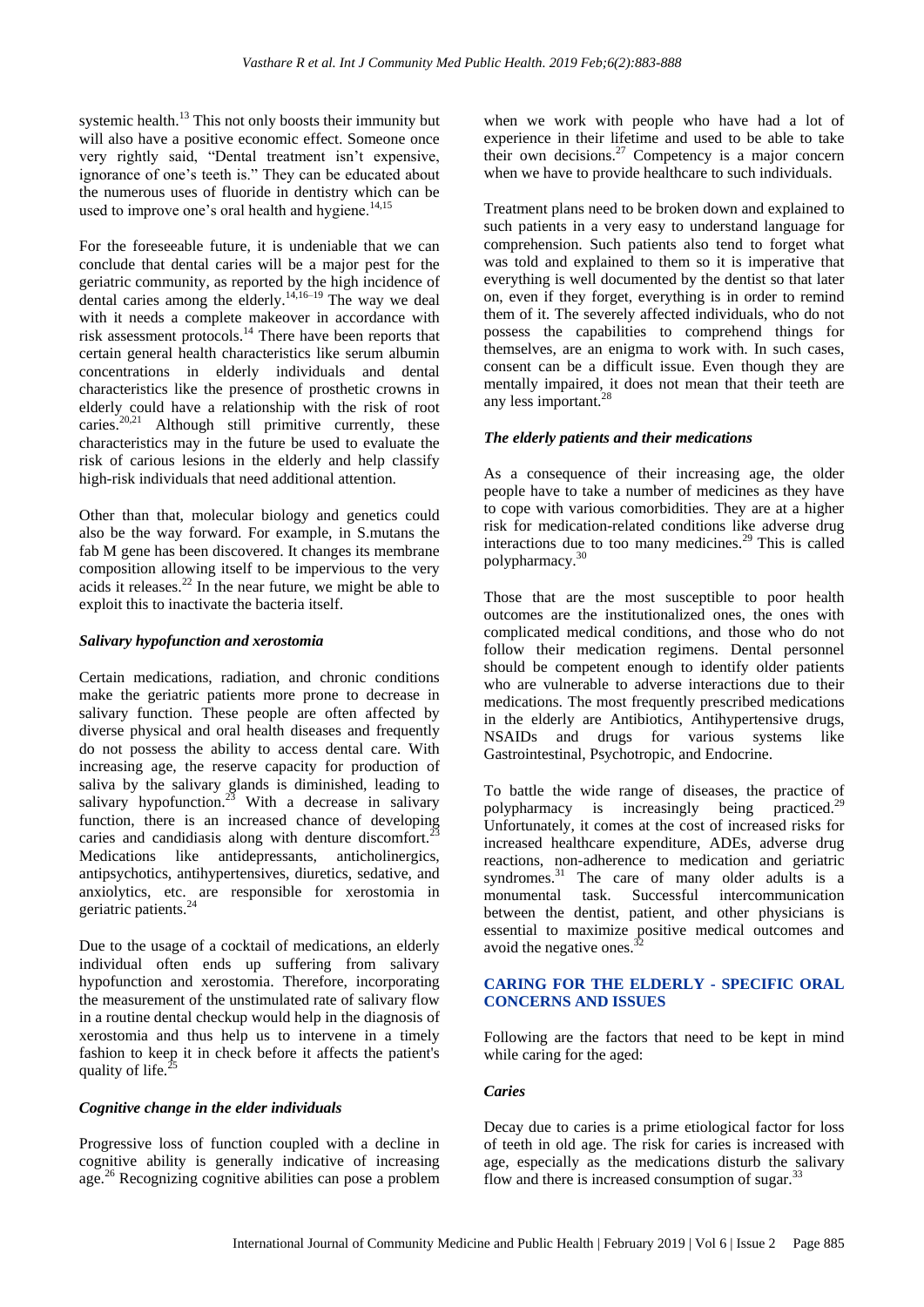systemic health.[13] This not only boosts their immunity but will also have a positive economic effect. Someone once very rightly said, "Dental treatment isn't expensive, ignorance of one's teeth is." They can be educated about the numerous uses of fluoride in dentistry which can be used to improve one's oral health and hygiene.[14,15]

For the foreseeable future, it is undeniable that we can conclude that dental caries will be a major pest for the geriatric community, as reported by the high incidence of dental caries among the elderly.[14,16–19] The way we deal with it needs a complete makeover in accordance with risk assessment protocols.[14] There have been reports that certain general health characteristics like serum albumin concentrations in elderly individuals and dental characteristics like the presence of prosthetic crowns in elderly could have a relationship with the risk of root caries.[20,21] Although still primitive currently, these characteristics may in the future be used to evaluate the risk of carious lesions in the elderly and help classify high-risk individuals that need additional attention.

Other than that, molecular biology and genetics could also be the way forward. For example, in S.mutans the fab M gene has been discovered. It changes its membrane composition allowing itself to be impervious to the very acids it releases.[22] In the near future, we might be able to exploit this to inactivate the bacteria itself.

### *Salivary hypofunction and xerostomia*

Certain medications, radiation, and chronic conditions make the geriatric patients more prone to decrease in salivary function. These people are often affected by diverse physical and oral health diseases and frequently do not possess the ability to access dental care. With increasing age, the reserve capacity for production of saliva by the salivary glands is diminished, leading to salivary hypofunction.[23] With a decrease in salivary function, there is an increased chance of developing caries and candidiasis along with denture discomfort.[23] Medications like antidepressants, anticholinergics, antipsychotics, antihypertensives, diuretics, sedative, and anxiolytics, etc. are responsible for xerostomia in geriatric patients.[24]

Due to the usage of a cocktail of medications, an elderly individual often ends up suffering from salivary hypofunction and xerostomia. Therefore, incorporating the measurement of the unstimulated rate of salivary flow in a routine dental checkup would help in the diagnosis of xerostomia and thus help us to intervene in a timely fashion to keep it in check before it affects the patient's quality of life.[25]

### *Cognitive change in the elder individuals*

Progressive loss of function coupled with a decline in cognitive ability is generally indicative of increasing age.[26] Recognizing cognitive abilities can pose a problem when we work with people who have had a lot of experience in their lifetime and used to be able to take their own decisions.[27] Competency is a major concern when we have to provide healthcare to such individuals.

Treatment plans need to be broken down and explained to such patients in a very easy to understand language for comprehension. Such patients also tend to forget what was told and explained to them so it is imperative that everything is well documented by the dentist so that later on, even if they forget, everything is in order to remind them of it. The severely affected individuals, who do not possess the capabilities to comprehend things for themselves, are an enigma to work with. In such cases, consent can be a difficult issue. Even though they are mentally impaired, it does not mean that their teeth are any less important.[28]

### *The elderly patients and their medications*

As a consequence of their increasing age, the older people have to take a number of medicines as they have to cope with various comorbidities. They are at a higher risk for medication-related conditions like adverse drug interactions due to too many medicines.[29] This is called polypharmacy.[30]

Those that are the most susceptible to poor health outcomes are the institutionalized ones, the ones with complicated medical conditions, and those who do not follow their medication regimens. Dental personnel should be competent enough to identify older patients who are vulnerable to adverse interactions due to their medications. The most frequently prescribed medications in the elderly are Antibiotics, Antihypertensive drugs, NSAIDs and drugs for various systems like Gastrointestinal, Psychotropic, and Endocrine.

To battle the wide range of diseases, the practice of polypharmacy is increasingly being practiced.[29] Unfortunately, it comes at the cost of increased risks for increased healthcare expenditure, ADEs, adverse drug reactions, non-adherence to medication and geriatric syndromes.[31] The care of many older adults is a monumental task. Successful intercommunication between the dentist, patient, and other physicians is essential to maximize positive medical outcomes and avoid the negative ones.[32]

## CARING FOR THE ELDERLY - SPECIFIC ORAL CONCERNS AND ISSUES

Following are the factors that need to be kept in mind while caring for the aged:

### *Caries*

Decay due to caries is a prime etiological factor for loss of teeth in old age. The risk for caries is increased with age, especially as the medications disturb the salivary flow and there is increased consumption of sugar.[33]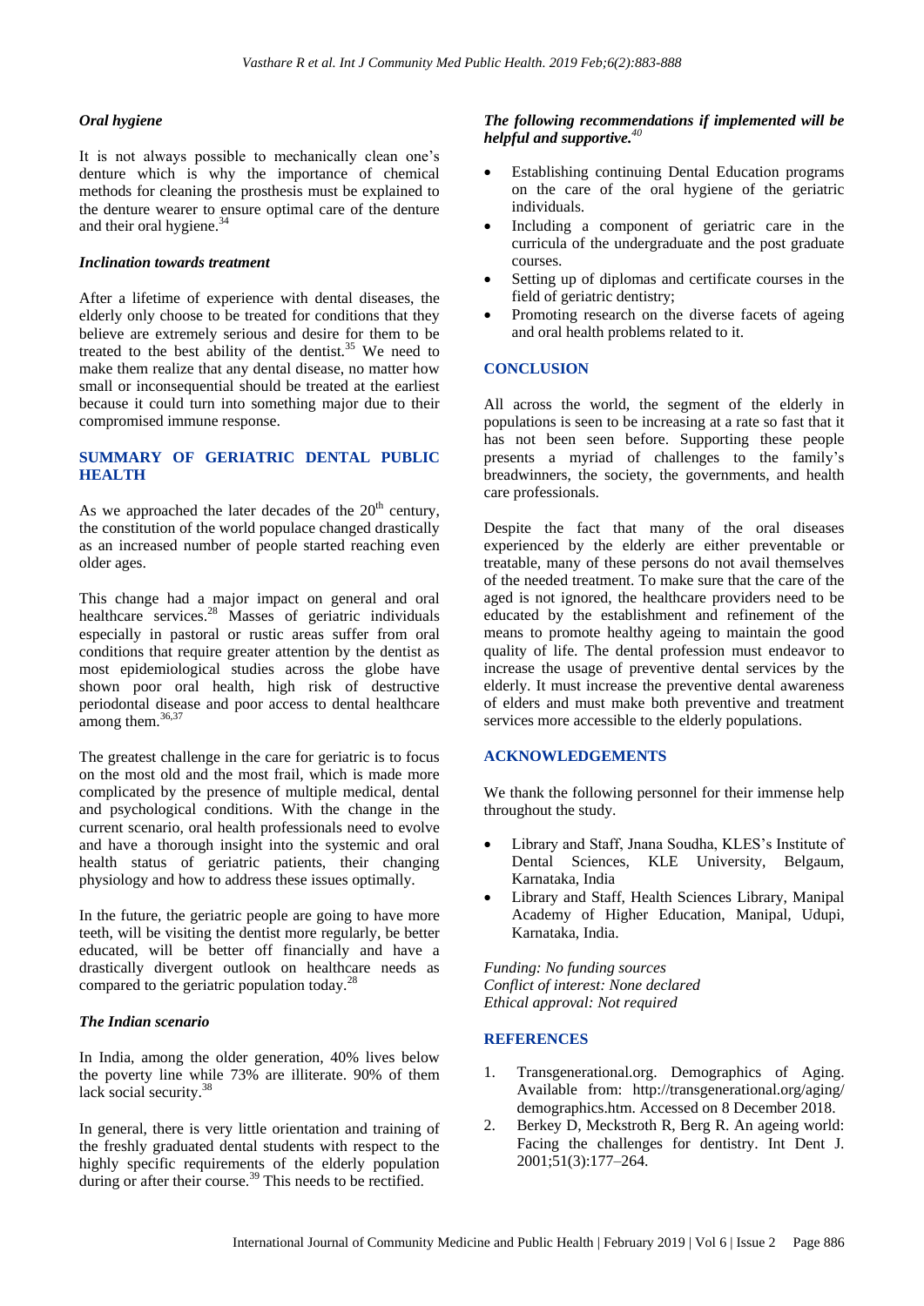### *Oral hygiene*

It is not always possible to mechanically clean one's denture which is why the importance of chemical methods for cleaning the prosthesis must be explained to the denture wearer to ensure optimal care of the denture and their oral hygiene.[34]

### *Inclination towards treatment*

After a lifetime of experience with dental diseases, the elderly only choose to be treated for conditions that they believe are extremely serious and desire for them to be treated to the best ability of the dentist.[35] We need to make them realize that any dental disease, no matter how small or inconsequential should be treated at the earliest because it could turn into something major due to their compromised immune response.

## SUMMARY OF GERIATRIC DENTAL PUBLIC HEALTH

As we approached the later decades of the 20th century, the constitution of the world populace changed drastically as an increased number of people started reaching even older ages.

This change had a major impact on general and oral healthcare services.[28] Masses of geriatric individuals especially in pastoral or rustic areas suffer from oral conditions that require greater attention by the dentist as most epidemiological studies across the globe have shown poor oral health, high risk of destructive periodontal disease and poor access to dental healthcare among them.[36,37]

The greatest challenge in the care for geriatric is to focus on the most old and the most frail, which is made more complicated by the presence of multiple medical, dental and psychological conditions. With the change in the current scenario, oral health professionals need to evolve and have a thorough insight into the systemic and oral health status of geriatric patients, their changing physiology and how to address these issues optimally.

In the future, the geriatric people are going to have more teeth, will be visiting the dentist more regularly, be better educated, will be better off financially and have a drastically divergent outlook on healthcare needs as compared to the geriatric population today.[28]

### *The Indian scenario*

In the India, among the older generation, 40% lives below the poverty line while 73% are illiterate. 90% of them lack social security.[38]

In general, there is very little orientation and training of the freshly graduated dental students with respect to the highly specific requirements of the elderly population during or after their course.[39] This needs to be rectified.

### *The following recommendations if implemented will be helpful and supportive.[40]*

- Establishing continuing Dental Education programs on the care of the oral hygiene of the geriatric individuals.
- Including a component of geriatric care in the curricula of the undergraduate and the post graduate courses.
- Setting up of diplomas and certificate courses in the field of geriatric dentistry;
- Promoting research on the diverse facets of ageing and oral health problems related to it.

## CONCLUSION

All across the world, the segment of the elderly in populations is seen to be increasing at a rate so fast that it has not been seen before. Supporting these people presents a myriad of challenges to the family's breadwinners, the society, the governments, and health care professionals.

Despite the fact that many of the oral diseases experienced by the elderly are either preventable or treatable, many of these persons do not avail themselves of the needed treatment. To make sure that the care of the aged is not ignored, the healthcare providers need to be educated by the establishment and refinement of the means to promote healthy ageing to maintain the good quality of life. The dental profession must endeavor to increase the usage of preventive dental services by the elderly. It must increase the preventive dental awareness of elders and must make both preventive and treatment services more accessible to the elderly populations.

## ACKNOWLEDGEMENTS

We thank the following personnel for their immense help throughout the study.

- Library and Staff, Jnana Soudha, KLES's Institute of Dental Sciences, KLE University, Belgaum, Karnataka, India
- Library and Staff, Health Sciences Library, Manipal Academy of Higher Education, Manipal, Udupi, Karnataka, India.

*Funding: No funding sources*
*Conflict of interest: None declared*
*Ethical approval: Not required*

## REFERENCES

1. Transgenerational.org. Demographics of Aging. Available from: http://transgenerational.org/aging/demographics.htm. Accessed on 8 December 2018.
2. Berkey D, Meckstroth R, Berg R. An ageing world: Facing the challenges for dentistry. Int Dent J. 2001;51(3):177–264.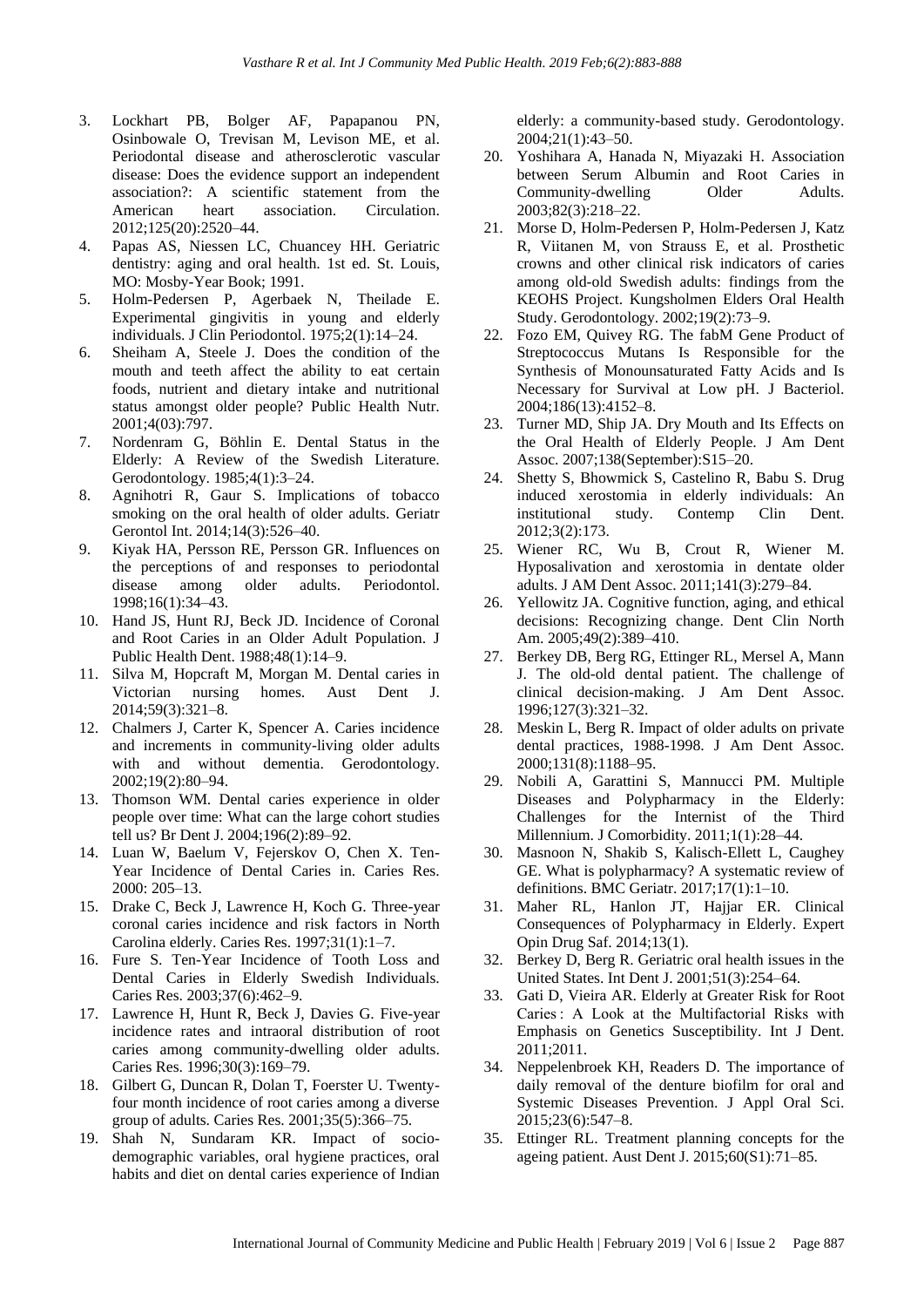3. Lockhart PB, Bolger AF, Papapanou PN, Osinbowale O, Trevisan M, Levison ME, et al. Periodontal disease and atherosclerotic vascular disease: Does the evidence support an independent association?: A scientific statement from the American heart association. Circulation. 2012;125(20):2520–44.
4. Papas AS, Niessen LC, Chuancey HH. Geriatric dentistry: aging and oral health. 1st ed. St. Louis, MO: Mosby-Year Book; 1991.
5. Holm-Pedersen P, Agerbaek N, Theilade E. Experimental gingivitis in young and elderly individuals. J Clin Periodontol. 1975;2(1):14–24.
6. Sheiham A, Steele J. Does the condition of the mouth and teeth affect the ability to eat certain foods, nutrient and dietary intake and nutritional status amongst older people? Public Health Nutr. 2001;4(03):797.
7. Nordenram G, Böhlin E. Dental Status in the Elderly: A Review of the Swedish Literature. Gerodontology. 1985;4(1):3–24.
8. Agnihotri R, Gaur S. Implications of tobacco smoking on the oral health of older adults. Geriatr Gerontol Int. 2014;14(3):526–40.
9. Kiyak HA, Persson RE, Persson GR. Influences on the perceptions of and responses to periodontal disease among older adults. Periodontol. 1998;16(1):34–43.
10. Hand JS, Hunt RJ, Beck JD. Incidence of Coronal and Root Caries in an Older Adult Population. J Public Health Dent. 1988;48(1):14–9.
11. Silva M, Hopcraft M, Morgan M. Dental caries in Victorian nursing homes. Aust Dent J. 2014;59(3):321–8.
12. Chalmers J, Carter K, Spencer A. Caries incidence and increments in community-living older adults with and without dementia. Gerodontology. 2002;19(2):80–94.
13. Thomson WM. Dental caries experience in older people over time: What can the large cohort studies tell us? Br Dent J. 2004;196(2):89–92.
14. Luan W, Baelum V, Fejerskov O, Chen X. Ten-Year Incidence of Dental Caries in. Caries Res. 2000: 205–13.
15. Drake C, Beck J, Lawrence H, Koch G. Three-year coronal caries incidence and risk factors in North Carolina elderly. Caries Res. 1997;31(1):1–7.
16. Fure S. Ten-Year Incidence of Tooth Loss and Dental Caries in Elderly Swedish Individuals. Caries Res. 2003;37(6):462–9.
17. Lawrence H, Hunt R, Beck J, Davies G. Five-year incidence rates and intraoral distribution of root caries among community-dwelling older adults. Caries Res. 1996;30(3):169–79.
18. Gilbert G, Duncan R, Dolan T, Foerster U. Twenty-four month incidence of root caries among a diverse group of adults. Caries Res. 2001;35(5):366–75.
19. Shah N, Sundaram KR. Impact of socio-demographic variables, oral hygiene practices, oral habits and diet on dental caries experience of Indian elderly: a community-based study. Gerodontology. 2004;21(1):43–50.
20. Yoshihara A, Hanada N, Miyazaki H. Association between Serum Albumin and Root Caries in Community-dwelling Older Adults. 2003;82(3):218–22.
21. Morse D, Holm-Pedersen P, Holm-Pedersen J, Katz R, Viitanen M, von Strauss E, et al. Prosthetic crowns and other clinical risk indicators of caries among old-old Swedish adults: findings from the KEOHS Project. Kungsholmen Elders Oral Health Study. Gerodontology. 2002;19(2):73–9.
22. Fozo EM, Quivey RG. The fabM Gene Product of Streptococcus Mutans Is Responsible for the Synthesis of Monounsaturated Fatty Acids and Is Necessary for Survival at Low pH. J Bacteriol. 2004;186(13):4152–8.
23. Turner MD, Ship JA. Dry Mouth and Its Effects on the Oral Health of Elderly People. J Am Dent Assoc. 2007;138(September):S15–20.
24. Shetty S, Bhowmick S, Castelino R, Babu S. Drug induced xerostomia in elderly individuals: An institutional study. Contemp Clin Dent. 2012;3(2):173.
25. Wiener RC, Wu B, Crout R, Wiener M. Hyposalivation and xerostomia in dentate older adults. J AM Dent Assoc. 2011;141(3):279–84.
26. Yellowitz JA. Cognitive function, aging, and ethical decisions: Recognizing change. Dent Clin North Am. 2005;49(2):389–410.
27. Berkey DB, Berg RG, Ettinger RL, Mersel A, Mann J. The old-old dental patient. The challenge of clinical decision-making. J Am Dent Assoc. 1996;127(3):321–32.
28. Meskin L, Berg R. Impact of older adults on private dental practices, 1988-1998. J Am Dent Assoc. 2000;131(8):1188–95.
29. Nobili A, Garattini S, Mannucci PM. Multiple Diseases and Polypharmacy in the Elderly: Challenges for the Internist of the Third Millennium. J Comorbidity. 2011;1(1):28–44.
30. Masnoon N, Shakib S, Kalisch-Ellett L, Caughey GE. What is polypharmacy? A systematic review of definitions. BMC Geriatr. 2017;17(1):1–10.
31. Maher RL, Hanlon JT, Hajjar ER. Clinical Consequences of Polypharmacy in Elderly. Expert Opin Drug Saf. 2014;13(1).
32. Berkey D, Berg R. Geriatric oral health issues in the United States. Int Dent J. 2001;51(3):254–64.
33. Gati D, Vieira AR. Elderly at Greater Risk for Root Caries : A Look at the Multifactorial Risks with Emphasis on Genetics Susceptibility. Int J Dent. 2011;2011.
34. Neppelenbroek KH, Readers D. The importance of daily removal of the denture biofilm for oral and Systemic Diseases Prevention. J Appl Oral Sci. 2015;23(6):547–8.
35. Ettinger RL. Treatment planning concepts for the ageing patient. Aust Dent J. 2015;60(S1):71–85.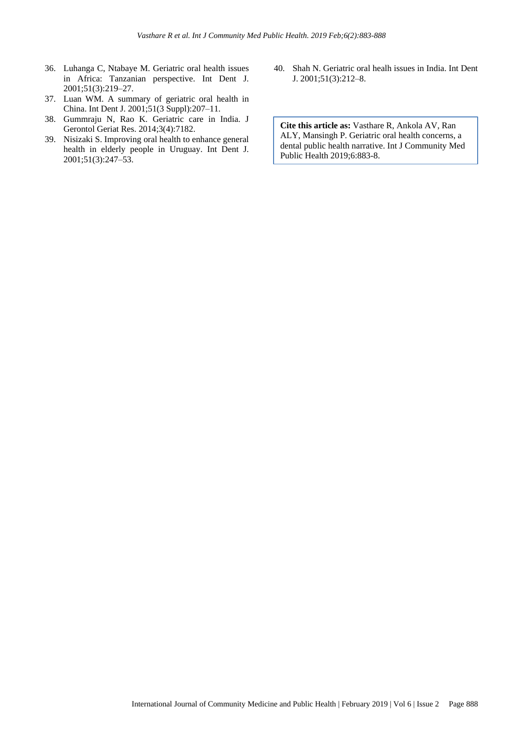36. Luhanga C, Ntabaye M. Geriatric oral health issues in Africa: Tanzanian perspective. Int Dent J. 2001;51(3):219–27.
37. Luan WM. A summary of geriatric oral health in China. Int Dent J. 2001;51(3 Suppl):207–11.
38. Gummraju N, Rao K. Geriatric care in India. J Gerontol Geriat Res. 2014;3(4):7182.
39. Nisizaki S. Improving oral health to enhance general health in elderly people in Uruguay. Int Dent J. 2001;51(3):247–53.
40. Shah N. Geriatric oral healh issues in India. Int Dent J. 2001;51(3):212–8.

**Cite this article as:** Vasthare R, Ankola AV, Ran ALY, Mansingh P. Geriatric oral health concerns, a dental public health narrative. Int J Community Med Public Health 2019;6:883-8.